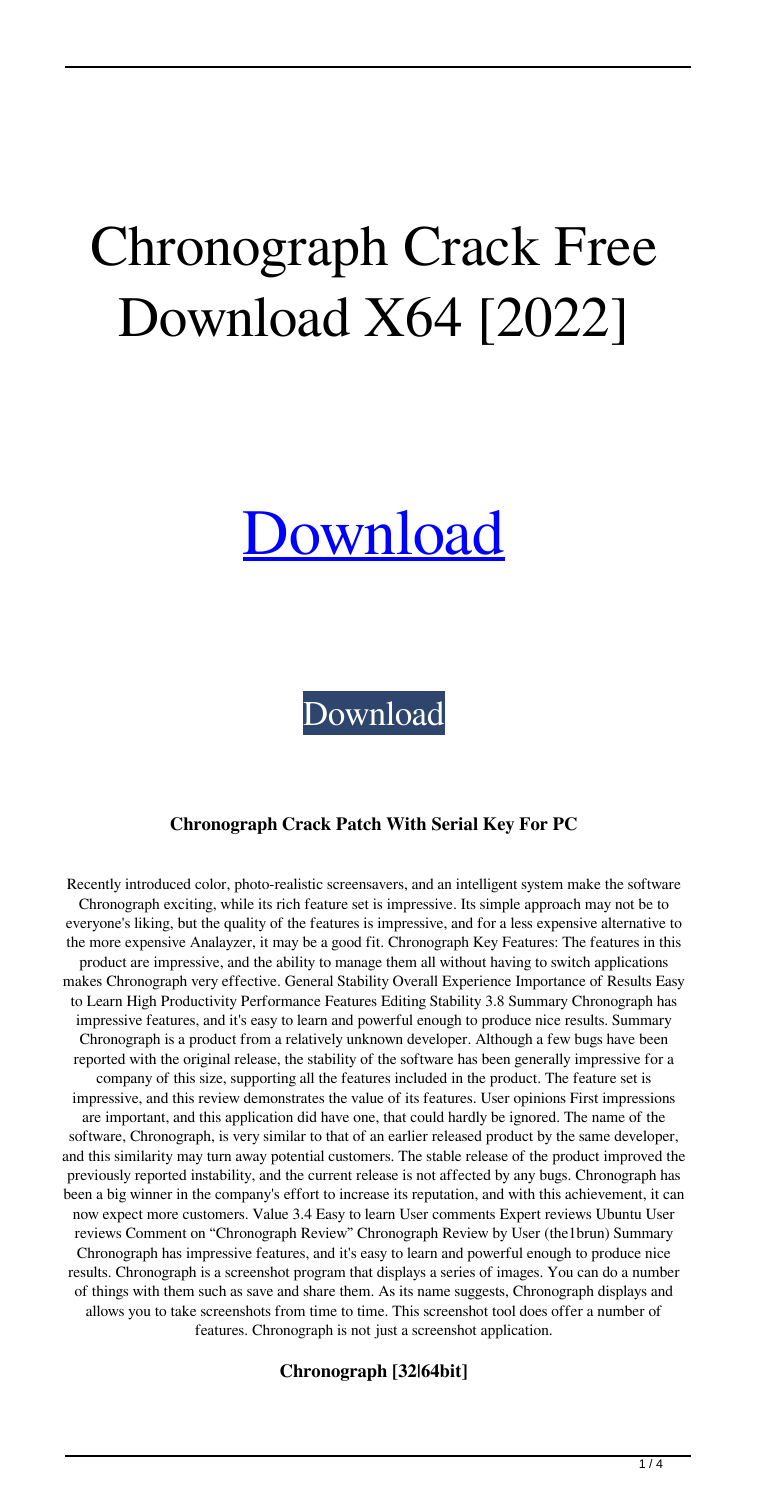# Chronograph Crack Free Download X64 [2022]

[Download](#)

[Download](#)

### Chronograph Crack Patch With Serial Key For PC

Recently introduced color, photo-realistic screensavers, and an intelligent system make the software Chronograph exciting, while its rich feature set is impressive. Its simple approach may not be to everyone's liking, but the quality of the features is impressive, and for a less expensive alternative to the more expensive Analayzer, it may be a good fit. Chronograph Key Features: The features in this product are impressive, and the ability to manage them all without having to switch applications makes Chronograph very effective. General Stability Overall Experience Importance of Results Easy to Learn High Productivity Performance Features Editing Stability 3.8 Summary Chronograph has impressive features, and it's easy to learn and powerful enough to produce nice results. Summary Chronograph is a product from a relatively unknown developer. Although a few bugs have been reported with the original release, the stability of the software has been generally impressive for a company of this size, supporting all the features included in the product. The feature set is impressive, and this review demonstrates the value of its features. User opinions First impressions are important, and this application did have one, that could hardly be ignored. The name of the software, Chronograph, is very similar to that of an earlier released product by the same developer, and this similarity may turn away potential customers. The stable release of the product improved the previously reported instability, and the current release is not affected by any bugs. Chronograph has been a big winner in the company's effort to increase its reputation, and with this achievement, it can now expect more customers. Value 3.4 Easy to learn User comments Expert reviews Ubuntu User reviews Comment on "Chronograph Review" Chronograph Review by User (the1brun) Summary Chronograph has impressive features, and it's easy to learn and powerful enough to produce nice results. Chronograph is a screenshot program that displays a series of images. You can do a number of things with them such as save and share them. As its name suggests, Chronograph displays and allows you to take screenshots from time to time. This screenshot tool does offer a number of features. Chronograph is not just a screenshot application.

### Chronograph [32|64bit]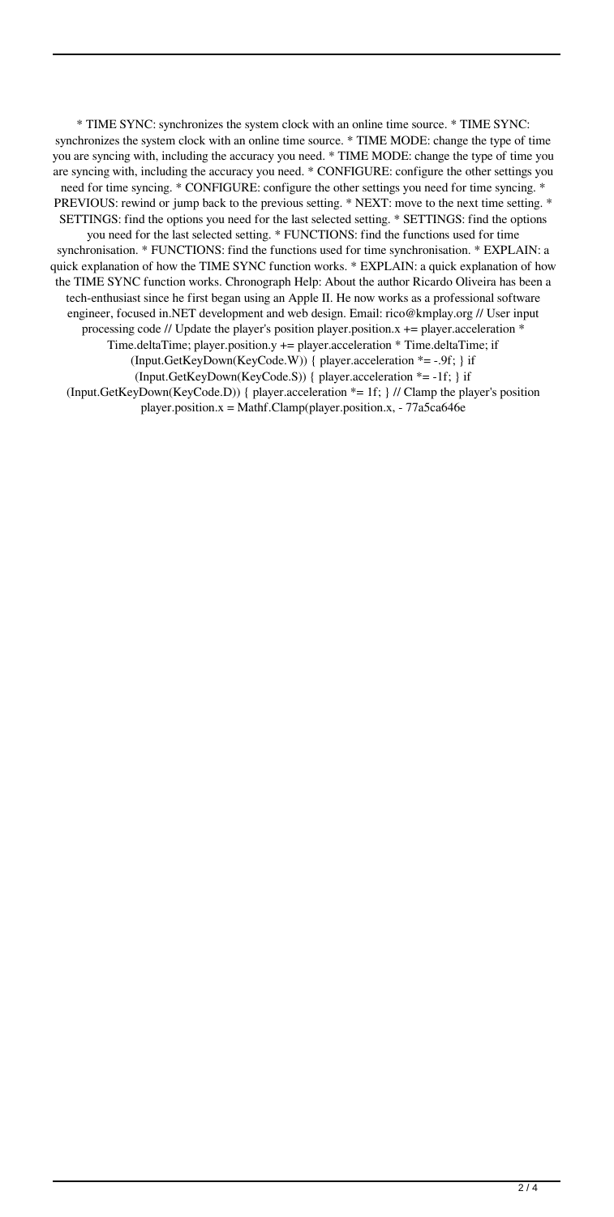* TIME SYNC: synchronizes the system clock with an online time source. * TIME SYNC: synchronizes the system clock with an online time source. * TIME MODE: change the type of time you are syncing with, including the accuracy you need. * TIME MODE: change the type of time you are syncing with, including the accuracy you need. * CONFIGURE: configure the other settings you need for time syncing. * CONFIGURE: configure the other settings you need for time syncing. * PREVIOUS: rewind or jump back to the previous setting. * NEXT: move to the next time setting. * SETTINGS: find the options you need for the last selected setting. * SETTINGS: find the options you need for the last selected setting. * FUNCTIONS: find the functions used for time synchronisation. * FUNCTIONS: find the functions used for time synchronisation. * EXPLAIN: a quick explanation of how the TIME SYNC function works. * EXPLAIN: a quick explanation of how the TIME SYNC function works. Chronograph Help: About the author Ricardo Oliveira has been a tech-enthusiast since he first began using an Apple II. He now works as a professional software engineer, focused in.NET development and web design. Email: rico@kmplay.org // User input processing code // Update the player's position player.position.x += player.acceleration * Time.deltaTime; player.position.y += player.acceleration * Time.deltaTime; if (Input.GetKeyDown(KeyCode.W)) { player.acceleration *= -.9f; } if (Input.GetKeyDown(KeyCode.S)) { player.acceleration *= -1f; } if (Input.GetKeyDown(KeyCode.D)) { player.acceleration *= 1f; } // Clamp the player's position player.position.x = Mathf.Clamp(player.position.x, - 77a5ca646e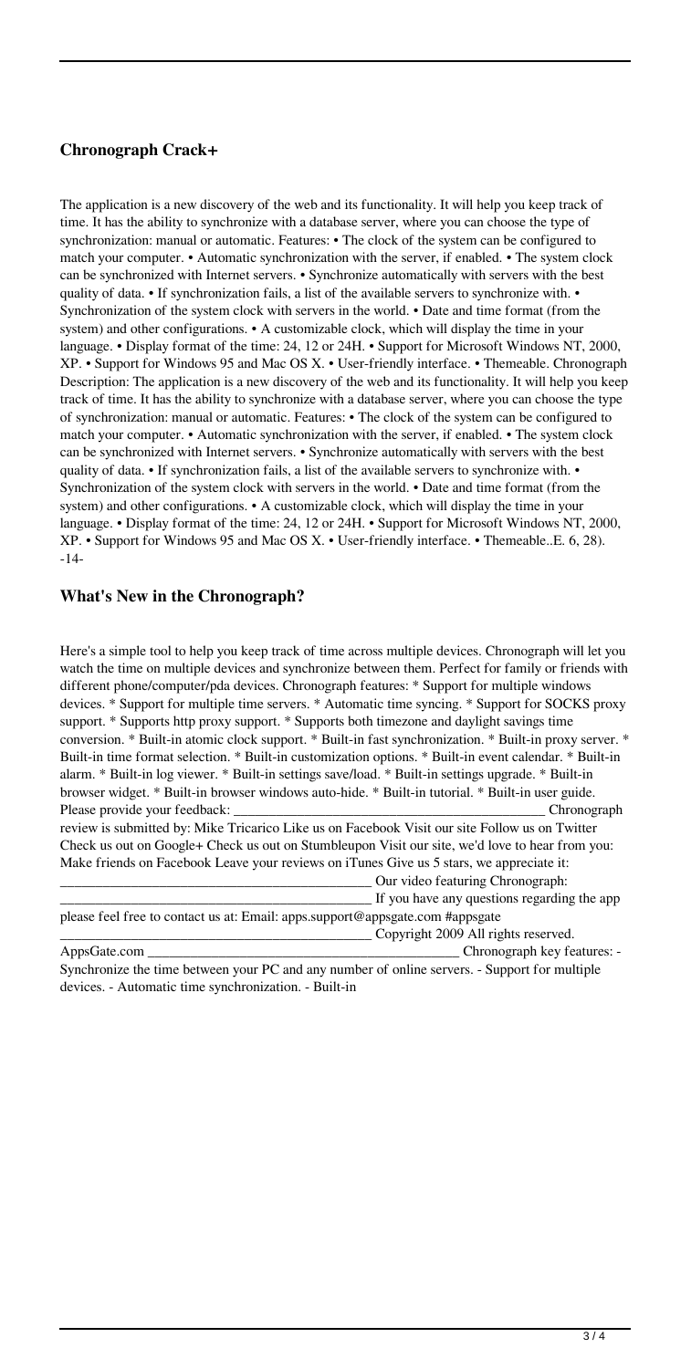### Chronograph Crack+

The application is a new discovery of the web and its functionality. It will help you keep track of time. It has the ability to synchronize with a database server, where you can choose the type of synchronization: manual or automatic. Features: • The clock of the system can be configured to match your computer. • Automatic synchronization with the server, if enabled. • The system clock can be synchronized with Internet servers. • Synchronize automatically with servers with the best quality of data. • If synchronization fails, a list of the available servers to synchronize with. • Synchronization of the system clock with servers in the world. • Date and time format (from the system) and other configurations. • A customizable clock, which will display the time in your language. • Display format of the time: 24, 12 or 24H. • Support for Microsoft Windows NT, 2000, XP. • Support for Windows 95 and Mac OS X. • User-friendly interface. • Themeable. Chronograph Description: The application is a new discovery of the web and its functionality. It will help you keep track of time. It has the ability to synchronize with a database server, where you can choose the type of synchronization: manual or automatic. Features: • The clock of the system can be configured to match your computer. • Automatic synchronization with the server, if enabled. • The system clock can be synchronized with Internet servers. • Synchronize automatically with servers with the best quality of data. • If synchronization fails, a list of the available servers to synchronize with. • Synchronization of the system clock with servers in the world. • Date and time format (from the system) and other configurations. • A customizable clock, which will display the time in your language. • Display format of the time: 24, 12 or 24H. • Support for Microsoft Windows NT, 2000, XP. • Support for Windows 95 and Mac OS X. • User-friendly interface. • Themeable..E. 6, 28). -14-

### What's New in the Chronograph?

Here's a simple tool to help you keep track of time across multiple devices. Chronograph will let you watch the time on multiple devices and synchronize between them. Perfect for family or friends with different phone/computer/pda devices. Chronograph features: * Support for multiple windows devices. * Support for multiple time servers. * Automatic time syncing. * Support for SOCKS proxy support. * Supports http proxy support. * Supports both timezone and daylight savings time conversion. * Built-in atomic clock support. * Built-in fast synchronization. * Built-in proxy server. * Built-in time format selection. * Built-in customization options. * Built-in event calendar. * Built-in alarm. * Built-in log viewer. * Built-in settings save/load. * Built-in settings upgrade. * Built-in browser widget. * Built-in browser windows auto-hide. * Built-in tutorial. * Built-in user guide. Please provide your feedback: ____________________________________________ Chronograph review is submitted by: Mike Tricarico Like us on Facebook Visit our site Follow us on Twitter Check us out on Google+ Check us out on Stumbleupon Visit our site, we'd love to hear from you: Make friends on Facebook Leave your reviews on iTunes Give us 5 stars, we appreciate it: ____________________________________________ Our video featuring Chronograph: ____________________________________________ If you have any questions regarding the app please feel free to contact us at: Email: apps.support@appsgate.com #appsgate ____________________________________________ Copyright 2009 All rights reserved. AppsGate.com ____________________________________________ Chronograph key features: - Synchronize the time between your PC and any number of online servers. - Support for multiple devices. - Automatic time synchronization. - Built-in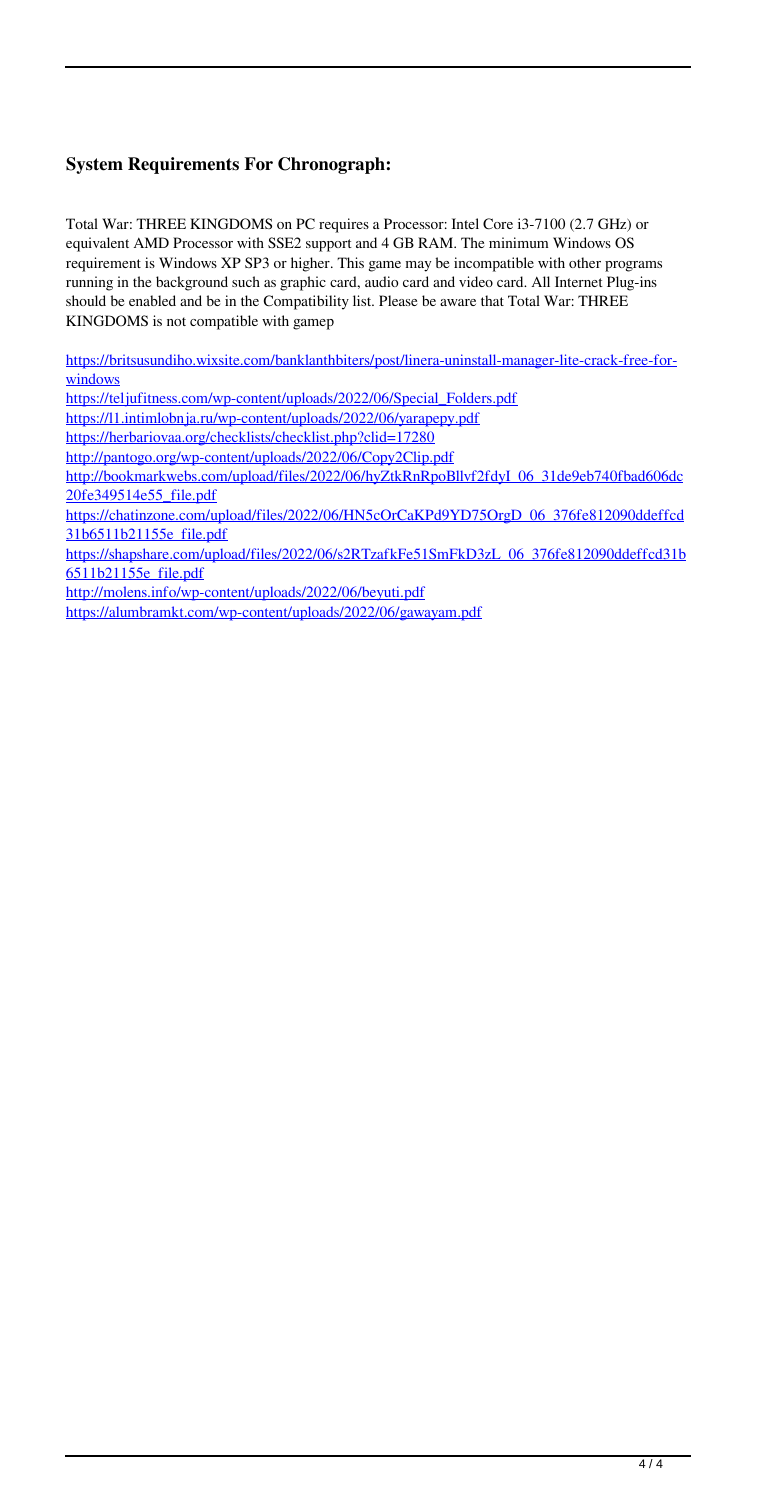### **System Requirements For Chronograph:**

Total War: THREE KINGDOMS on PC requires a Processor: Intel Core i3-7100 (2.7 GHz) or equivalent AMD Processor with SSE2 support and 4 GB RAM. The minimum Windows OS requirement is Windows XP SP3 or higher. This game may be incompatible with other programs running in the background such as graphic card, audio card and video card. All Internet Plug-ins should be enabled and be in the Compatibility list. Please be aware that Total War: THREE KINGDOMS is not compatible with gamep

https://britsusundiho.wixsite.com/banklanthbiters/post/linera-uninstall-manager-lite-crack-free-for-windows
https://teljufitness.com/wp-content/uploads/2022/06/Special_Folders.pdf
https://l1.intimlobnja.ru/wp-content/uploads/2022/06/yarapepy.pdf
https://herbariovaa.org/checklists/checklist.php?clid=17280
http://pantogo.org/wp-content/uploads/2022/06/Copy2Clip.pdf
http://bookmarkwebs.com/upload/files/2022/06/hyZtkRnRpoBllvf2fdyI_06_31de9eb740fbad606dc20fe349514e55_file.pdf
https://chatinzone.com/upload/files/2022/06/HN5cOrCaKPd9YD75OrgD_06_376fe812090ddeffcd31b6511b21155e_file.pdf
https://shapshare.com/upload/files/2022/06/s2RTzafkFe51SmFkD3zL_06_376fe812090ddeffcd31b6511b21155e_file.pdf
http://molens.info/wp-content/uploads/2022/06/beyuti.pdf
https://alumbramkt.com/wp-content/uploads/2022/06/gawayam.pdf